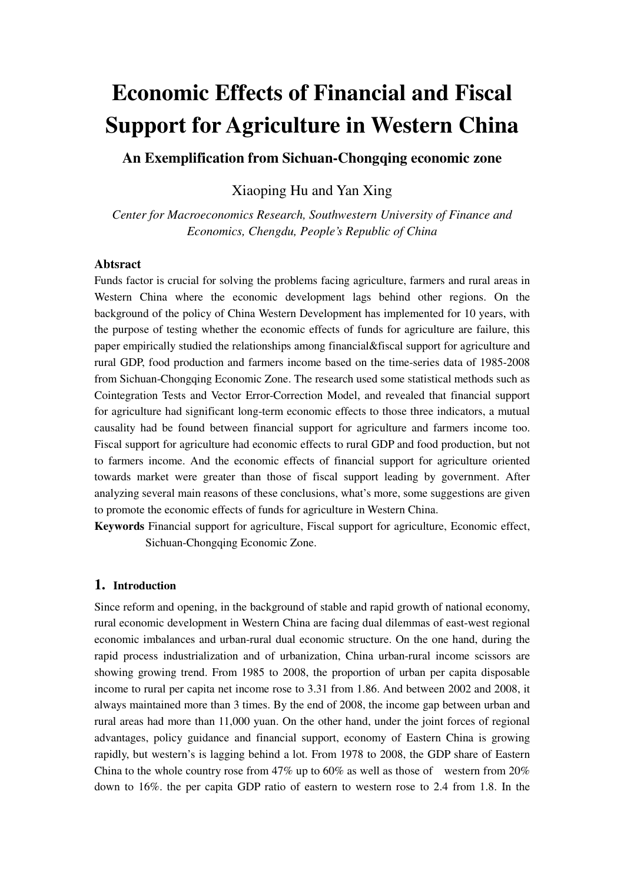# Economic Effects of Financial and Fiscal Support for Agriculture in Western China

## An Exemplification from Sichuan-Chongqing economic zone

Xiaoping Hu and Yan Xing

*Center for Macroeconomics Research, Southwestern University of Finance and Economics, Chengdu, People's Republic of China*

**Abtsract**

Funds factor is crucial for solving the problems facing agriculture, farmers and rural areas in Western China where the economic development lags behind other regions. On the background of the policy of China Western Development has implemented for 10 years, with the purpose of testing whether the economic effects of funds for agriculture are failure, this paper empirically studied the relationships among financial&fiscal support for agriculture and rural GDP, food production and farmers income based on the time-series data of 1985-2008 from Sichuan-Chongqing Economic Zone. The research used some statistical methods such as Cointegration Tests and Vector Error-Correction Model, and revealed that financial support for agriculture had significant long-term economic effects to those three indicators, a mutual causality had be found between financial support for agriculture and farmers income too. Fiscal support for agriculture had economic effects to rural GDP and food production, but not to farmers income. And the economic effects of financial support for agriculture oriented towards market were greater than those of fiscal support leading by government. After analyzing several main reasons of these conclusions, what's more, some suggestions are given to promote the economic effects of funds for agriculture in Western China.

**Keywords** Financial support for agriculture, Fiscal support for agriculture, Economic effect, Sichuan-Chongqing Economic Zone.

## 1. Introduction

Since reform and opening, in the background of stable and rapid growth of national economy, rural economic development in Western China are facing dual dilemmas of east-west regional economic imbalances and urban-rural dual economic structure. On the one hand, during the rapid process industrialization and of urbanization, China urban-rural income scissors are showing growing trend. From 1985 to 2008, the proportion of urban per capita disposable income to rural per capita net income rose to 3.31 from 1.86. And between 2002 and 2008, it always maintained more than 3 times. By the end of 2008, the income gap between urban and rural areas had more than 11,000 yuan. On the other hand, under the joint forces of regional advantages, policy guidance and financial support, economy of Eastern China is growing rapidly, but western's is lagging behind a lot. From 1978 to 2008, the GDP share of Eastern China to the whole country rose from 47% up to 60% as well as those of western from 20% down to 16%. the per capita GDP ratio of eastern to western rose to 2.4 from 1.8. In the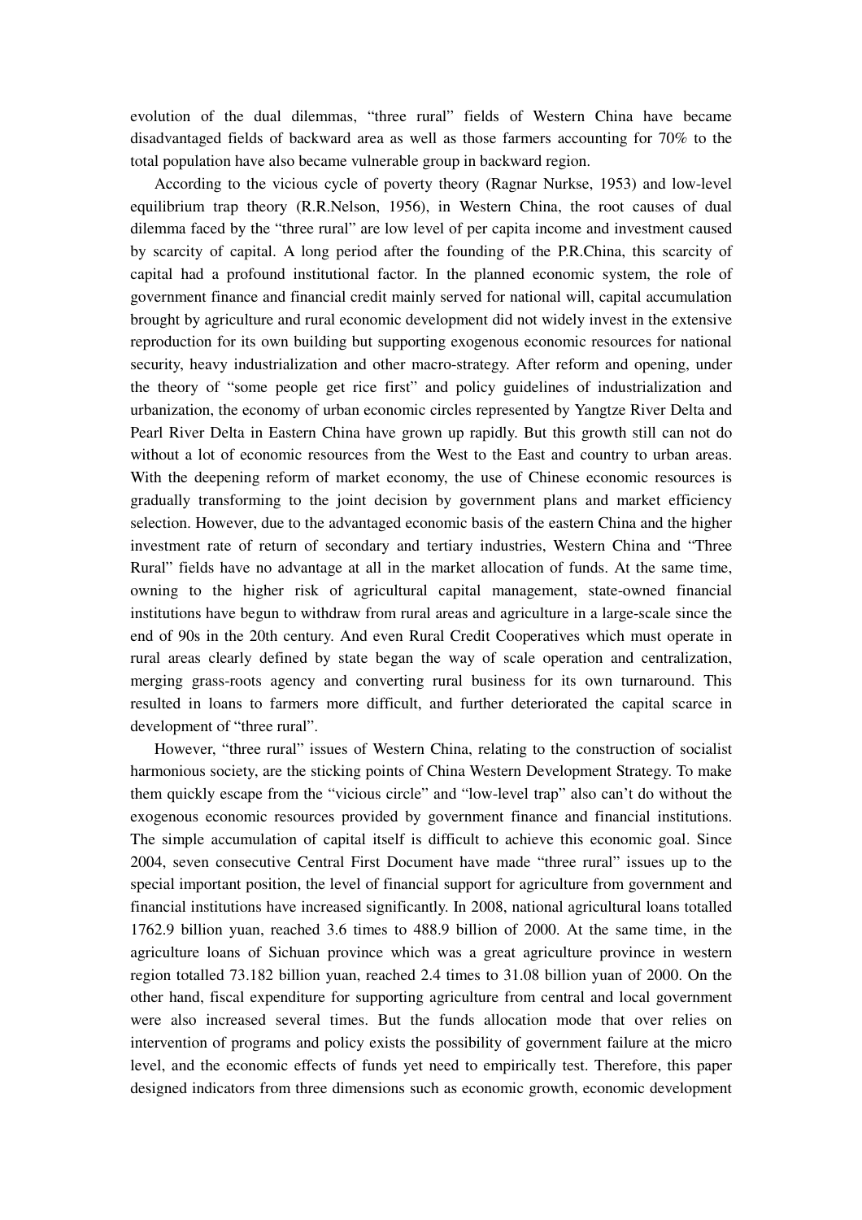evolution of the dual dilemmas, "three rural" fields of Western China have became disadvantaged fields of backward area as well as those farmers accounting for 70% to the total population have also became vulnerable group in backward region.

According to the vicious cycle of poverty theory (Ragnar Nurkse, 1953) and low-level equilibrium trap theory (R.R.Nelson, 1956), in Western China, the root causes of dual dilemma faced by the "three rural" are low level of per capita income and investment caused by scarcity of capital. A long period after the founding of the P.R.China, this scarcity of capital had a profound institutional factor. In the planned economic system, the role of government finance and financial credit mainly served for national will, capital accumulation brought by agriculture and rural economic development did not widely invest in the extensive reproduction for its own building but supporting exogenous economic resources for national security, heavy industrialization and other macro-strategy. After reform and opening, under the theory of "some people get rice first" and policy guidelines of industrialization and urbanization, the economy of urban economic circles represented by Yangtze River Delta and Pearl River Delta in Eastern China have grown up rapidly. But this growth still can not do without a lot of economic resources from the West to the East and country to urban areas. With the deepening reform of market economy, the use of Chinese economic resources is gradually transforming to the joint decision by government plans and market efficiency selection. However, due to the advantaged economic basis of the eastern China and the higher investment rate of return of secondary and tertiary industries, Western China and "Three Rural" fields have no advantage at all in the market allocation of funds. At the same time, owning to the higher risk of agricultural capital management, state-owned financial institutions have begun to withdraw from rural areas and agriculture in a large-scale since the end of 90s in the 20th century. And even Rural Credit Cooperatives which must operate in rural areas clearly defined by state began the way of scale operation and centralization, merging grass-roots agency and converting rural business for its own turnaround. This resulted in loans to farmers more difficult, and further deteriorated the capital scarce in development of "three rural".

However, "three rural" issues of Western China, relating to the construction of socialist harmonious society, are the sticking points of China Western Development Strategy. To make them quickly escape from the "vicious circle" and "low-level trap" also can't do without the exogenous economic resources provided by government finance and financial institutions. The simple accumulation of capital itself is difficult to achieve this economic goal. Since 2004, seven consecutive Central First Document have made "three rural" issues up to the special important position, the level of financial support for agriculture from government and financial institutions have increased significantly. In 2008, national agricultural loans totalled 1762.9 billion yuan, reached 3.6 times to 488.9 billion of 2000. At the same time, in the agriculture loans of Sichuan province which was a great agriculture province in western region totalled 73.182 billion yuan, reached 2.4 times to 31.08 billion yuan of 2000. On the other hand, fiscal expenditure for supporting agriculture from central and local government were also increased several times. But the funds allocation mode that over relies on intervention of programs and policy exists the possibility of government failure at the micro level, and the economic effects of funds yet need to empirically test. Therefore, this paper designed indicators from three dimensions such as economic growth, economic development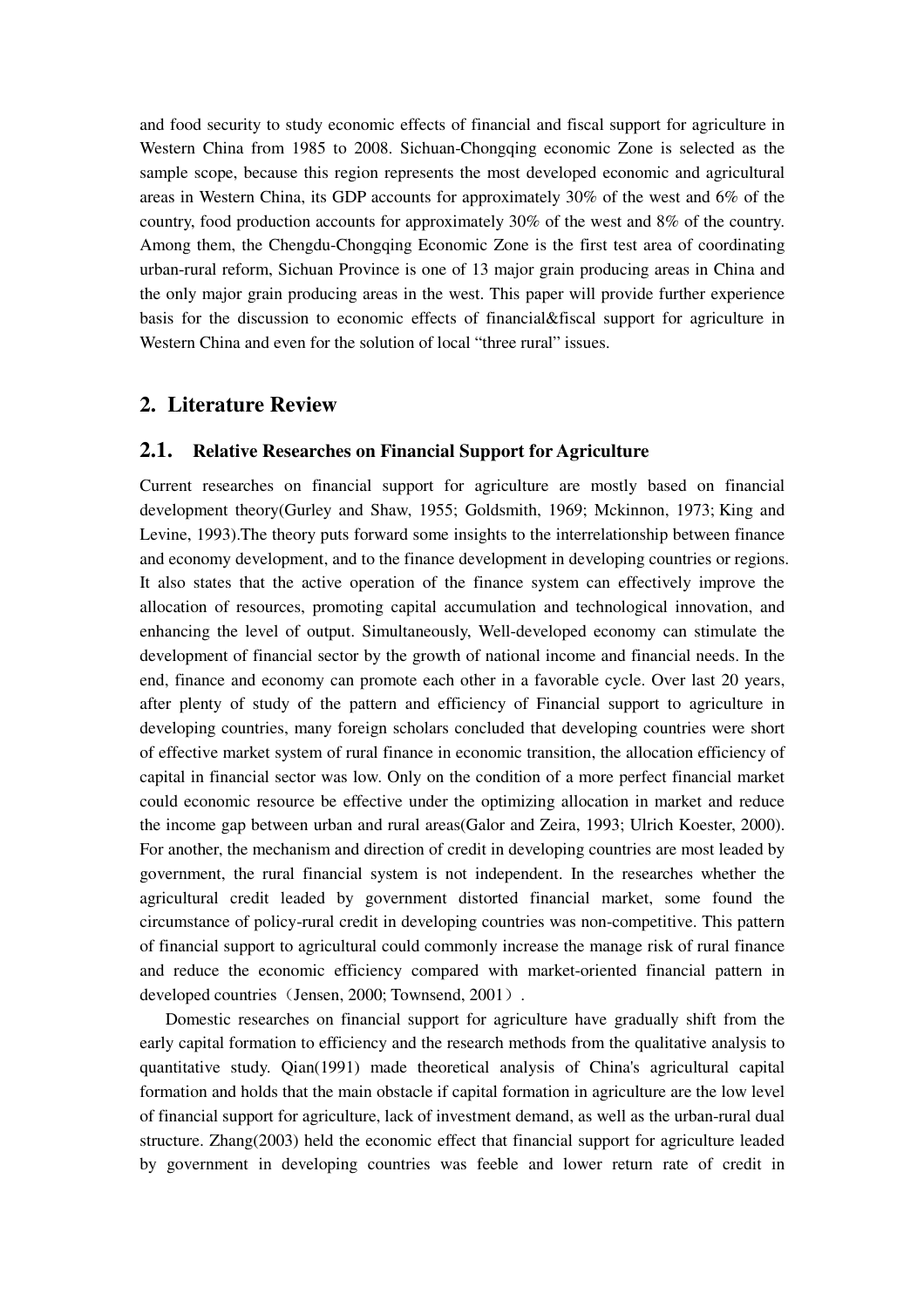and food security to study economic effects of financial and fiscal support for agriculture in Western China from 1985 to 2008. Sichuan-Chongqing economic Zone is selected as the sample scope, because this region represents the most developed economic and agricultural areas in Western China, its GDP accounts for approximately 30% of the west and 6% of the country, food production accounts for approximately 30% of the west and 8% of the country. Among them, the Chengdu-Chongqing Economic Zone is the first test area of coordinating urban-rural reform, Sichuan Province is one of 13 major grain producing areas in China and the only major grain producing areas in the west. This paper will provide further experience basis for the discussion to economic effects of financial&fiscal support for agriculture in Western China and even for the solution of local "three rural" issues.

## 2. Literature Review

### 2.1. Relative Researches on Financial Support for Agriculture

Current researches on financial support for agriculture are mostly based on financial development theory(Gurley and Shaw, 1955; Goldsmith, 1969; Mckinnon, 1973; King and Levine, 1993).The theory puts forward some insights to the interrelationship between finance and economy development, and to the finance development in developing countries or regions. It also states that the active operation of the finance system can effectively improve the allocation of resources, promoting capital accumulation and technological innovation, and enhancing the level of output. Simultaneously, Well-developed economy can stimulate the development of financial sector by the growth of national income and financial needs. In the end, finance and economy can promote each other in a favorable cycle. Over last 20 years, after plenty of study of the pattern and efficiency of Financial support to agriculture in developing countries, many foreign scholars concluded that developing countries were short of effective market system of rural finance in economic transition, the allocation efficiency of capital in financial sector was low. Only on the condition of a more perfect financial market could economic resource be effective under the optimizing allocation in market and reduce the income gap between urban and rural areas(Galor and Zeira, 1993; Ulrich Koester, 2000). For another, the mechanism and direction of credit in developing countries are most leaded by government, the rural financial system is not independent. In the researches whether the agricultural credit leaded by government distorted financial market, some found the circumstance of policy-rural credit in developing countries was non-competitive. This pattern of financial support to agricultural could commonly increase the manage risk of rural finance and reduce the economic efficiency compared with market-oriented financial pattern in developed countries（Jensen, 2000; Townsend, 2001）.

Domestic researches on financial support for agriculture have gradually shift from the early capital formation to efficiency and the research methods from the qualitative analysis to quantitative study. Qian(1991) made theoretical analysis of China's agricultural capital formation and holds that the main obstacle if capital formation in agriculture are the low level of financial support for agriculture, lack of investment demand, as well as the urban-rural dual structure. Zhang(2003) held the economic effect that financial support for agriculture leaded by government in developing countries was feeble and lower return rate of credit in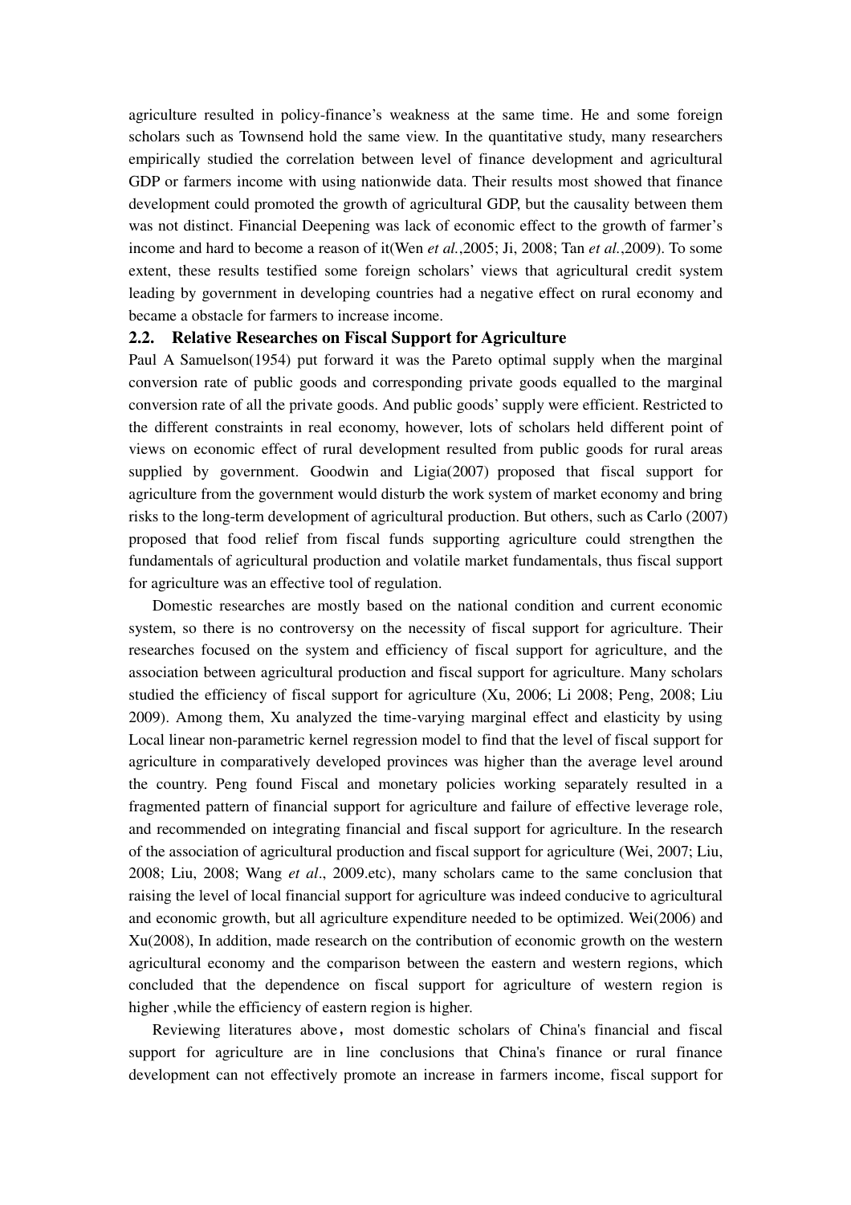agriculture resulted in policy-finance's weakness at the same time. He and some foreign scholars such as Townsend hold the same view. In the quantitative study, many researchers empirically studied the correlation between level of finance development and agricultural GDP or farmers income with using nationwide data. Their results most showed that finance development could promoted the growth of agricultural GDP, but the causality between them was not distinct. Financial Deepening was lack of economic effect to the growth of farmer's income and hard to become a reason of it(Wen *et al.*,2005; Ji, 2008; Tan *et al.*,2009). To some extent, these results testified some foreign scholars' views that agricultural credit system leading by government in developing countries had a negative effect on rural economy and became a obstacle for farmers to increase income.

## 2.2. Relative Researches on Fiscal Support for Agriculture

Paul A Samuelson(1954) put forward it was the Pareto optimal supply when the marginal conversion rate of public goods and corresponding private goods equalled to the marginal conversion rate of all the private goods. And public goods' supply were efficient. Restricted to the different constraints in real economy, however, lots of scholars held different point of views on economic effect of rural development resulted from public goods for rural areas supplied by government. Goodwin and Ligia(2007) proposed that fiscal support for agriculture from the government would disturb the work system of market economy and bring risks to the long-term development of agricultural production. But others, such as Carlo (2007) proposed that food relief from fiscal funds supporting agriculture could strengthen the fundamentals of agricultural production and volatile market fundamentals, thus fiscal support for agriculture was an effective tool of regulation.

Domestic researches are mostly based on the national condition and current economic system, so there is no controversy on the necessity of fiscal support for agriculture. Their researches focused on the system and efficiency of fiscal support for agriculture, and the association between agricultural production and fiscal support for agriculture. Many scholars studied the efficiency of fiscal support for agriculture (Xu, 2006; Li 2008; Peng, 2008; Liu 2009). Among them, Xu analyzed the time-varying marginal effect and elasticity by using Local linear non-parametric kernel regression model to find that the level of fiscal support for agriculture in comparatively developed provinces was higher than the average level around the country. Peng found Fiscal and monetary policies working separately resulted in a fragmented pattern of financial support for agriculture and failure of effective leverage role, and recommended on integrating financial and fiscal support for agriculture. In the research of the association of agricultural production and fiscal support for agriculture (Wei, 2007; Liu, 2008; Liu, 2008; Wang *et al*., 2009.etc), many scholars came to the same conclusion that raising the level of local financial support for agriculture was indeed conducive to agricultural and economic growth, but all agriculture expenditure needed to be optimized. Wei(2006) and Xu(2008), In addition, made research on the contribution of economic growth on the western agricultural economy and the comparison between the eastern and western regions, which concluded that the dependence on fiscal support for agriculture of western region is higher ,while the efficiency of eastern region is higher.

Reviewing literatures above，most domestic scholars of China's financial and fiscal support for agriculture are in line conclusions that China's finance or rural finance development can not effectively promote an increase in farmers income, fiscal support for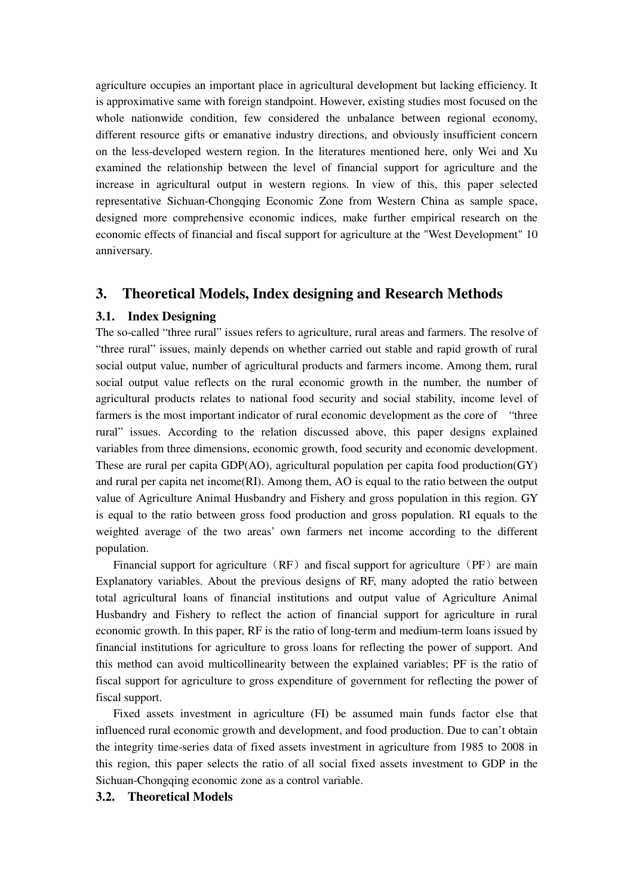agriculture occupies an important place in agricultural development but lacking efficiency. It is approximative same with foreign standpoint. However, existing studies most focused on the whole nationwide condition, few considered the unbalance between regional economy, different resource gifts or emanative industry directions, and obviously insufficient concern on the less-developed western region. In the literatures mentioned here, only Wei and Xu examined the relationship between the level of financial support for agriculture and the increase in agricultural output in western regions. In view of this, this paper selected representative Sichuan-Chongqing Economic Zone from Western China as sample space, designed more comprehensive economic indices, make further empirical research on the economic effects of financial and fiscal support for agriculture at the "West Development" 10 anniversary.

## 3. Theoretical Models, Index designing and Research Methods

### 3.1. Index Designing

The so-called “three rural” issues refers to agriculture, rural areas and farmers. The resolve of “three rural” issues, mainly depends on whether carried out stable and rapid growth of rural social output value, number of agricultural products and farmers income. Among them, rural social output value reflects on the rural economic growth in the number, the number of agricultural products relates to national food security and social stability, income level of farmers is the most important indicator of rural economic development as the core of “three rural” issues. According to the relation discussed above, this paper designs explained variables from three dimensions, economic growth, food security and economic development. These are rural per capita GDP(AO), agricultural population per capita food production(GY) and rural per capita net income(RI). Among them, AO is equal to the ratio between the output value of Agriculture Animal Husbandry and Fishery and gross population in this region. GY is equal to the ratio between gross food production and gross population. RI equals to the weighted average of the two areas’ own farmers net income according to the different population.

Financial support for agriculture（RF）and fiscal support for agriculture（PF）are main Explanatory variables. About the previous designs of RF, many adopted the ratio between total agricultural loans of financial institutions and output value of Agriculture Animal Husbandry and Fishery to reflect the action of financial support for agriculture in rural economic growth. In this paper, RF is the ratio of long-term and medium-term loans issued by financial institutions for agriculture to gross loans for reflecting the power of support. And this method can avoid multicollinearity between the explained variables; PF is the ratio of fiscal support for agriculture to gross expenditure of government for reflecting the power of fiscal support.

Fixed assets investment in agriculture (FI) be assumed main funds factor else that influenced rural economic growth and development, and food production. Due to can’t obtain the integrity time-series data of fixed assets investment in agriculture from 1985 to 2008 in this region, this paper selects the ratio of all social fixed assets investment to GDP in the Sichuan-Chongqing economic zone as a control variable.

### 3.2. Theoretical Models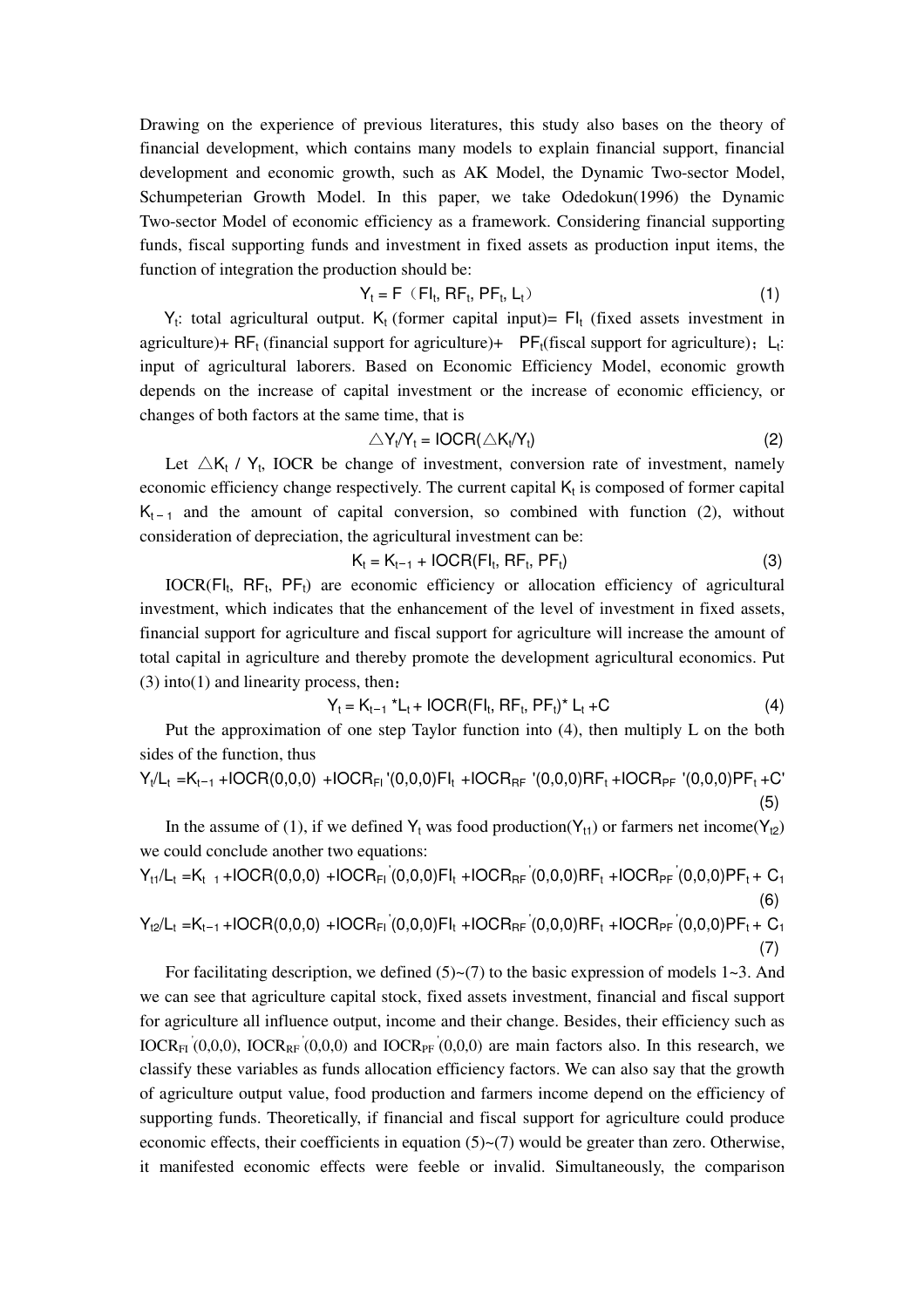Drawing on the experience of previous literatures, this study also bases on the theory of financial development, which contains many models to explain financial support, financial development and economic growth, such as AK Model, the Dynamic Two-sector Model, Schumpeterian Growth Model. In this paper, we take Odedokun(1996) the Dynamic Two-sector Model of economic efficiency as a framework. Considering financial supporting funds, fiscal supporting funds and investment in fixed assets as production input items, the function of integration the production should be:

$$Y_t = F（FI_t, RF_t, PF_t, L_t） \tag{1}$$

$Y_t$: total agricultural output. $K_t$ (former capital input)= $FI_t$ (fixed assets investment in agriculture)+ $RF_t$ (financial support for agriculture)+ $PF_t$(fiscal support for agriculture)；$L_t$: input of agricultural laborers. Based on Economic Efficiency Model, economic growth depends on the increase of capital investment or the increase of economic efficiency, or changes of both factors at the same time, that is

$$\triangle Y_t/Y_t = IOCR(\triangle K_t/Y_t) \tag{2}$$

Let $\triangle K_t$ / $Y_t$, IOCR be change of investment, conversion rate of investment, namely economic efficiency change respectively. The current capital $K_t$ is composed of former capital $K_{t-1}$ and the amount of capital conversion, so combined with function (2), without consideration of depreciation, the agricultural investment can be:

$$K_t = K_{t-1} + IOCR(FI_t, RF_t, PF_t) \tag{3}$$

$IOCR(FI_t, RF_t, PF_t)$ are economic efficiency or allocation efficiency of agricultural investment, which indicates that the enhancement of the level of investment in fixed assets, financial support for agriculture and fiscal support for agriculture will increase the amount of total capital in agriculture and thereby promote the development agricultural economics. Put (3) into(1) and linearity process, then：

$$Y_t = K_{t-1} * L_t + IOCR(FI_t, RF_t, PF_t) * L_t + C \tag{4}$$

Put the approximation of one step Taylor function into (4), then multiply L on the both sides of the function, thus

$$Y_t/L_t = K_{t-1} + IOCR(0,0,0) + IOCR_{FI}'(0,0,0)FI_t + IOCR_{RF}'(0,0,0)RF_t + IOCR_{PF}'(0,0,0)PF_t + C' \tag{5}$$

In the assume of (1), if we defined $Y_t$ was food production($Y_{t1}$) or farmers net income($Y_{t2}$) we could conclude another two equations:

$$Y_{t1}/L_t = K_{t-1} + IOCR(0,0,0) + IOCR_{FI}'(0,0,0)FI_t + IOCR_{RF}'(0,0,0)RF_t + IOCR_{PF}'(0,0,0)PF_t + C_1 \tag{6}$$

$$Y_{t2}/L_t = K_{t-1} + IOCR(0,0,0) + IOCR_{FI}'(0,0,0)FI_t + IOCR_{RF}'(0,0,0)RF_t + IOCR_{PF}'(0,0,0)PF_t + C_1 \tag{7}$$

For facilitating description, we defined (5)~(7) to the basic expression of models 1~3. And we can see that agriculture capital stock, fixed assets investment, financial and fiscal support for agriculture all influence output, income and their change. Besides, their efficiency such as $IOCR_{FI}'(0,0,0)$, $IOCR_{RF}'(0,0,0)$ and $IOCR_{PF}'(0,0,0)$ are main factors also. In this research, we classify these variables as funds allocation efficiency factors. We can also say that the growth of agriculture output value, food production and farmers income depend on the efficiency of supporting funds. Theoretically, if financial and fiscal support for agriculture could produce economic effects, their coefficients in equation (5)~(7) would be greater than zero. Otherwise, it manifested economic effects were feeble or invalid. Simultaneously, the comparison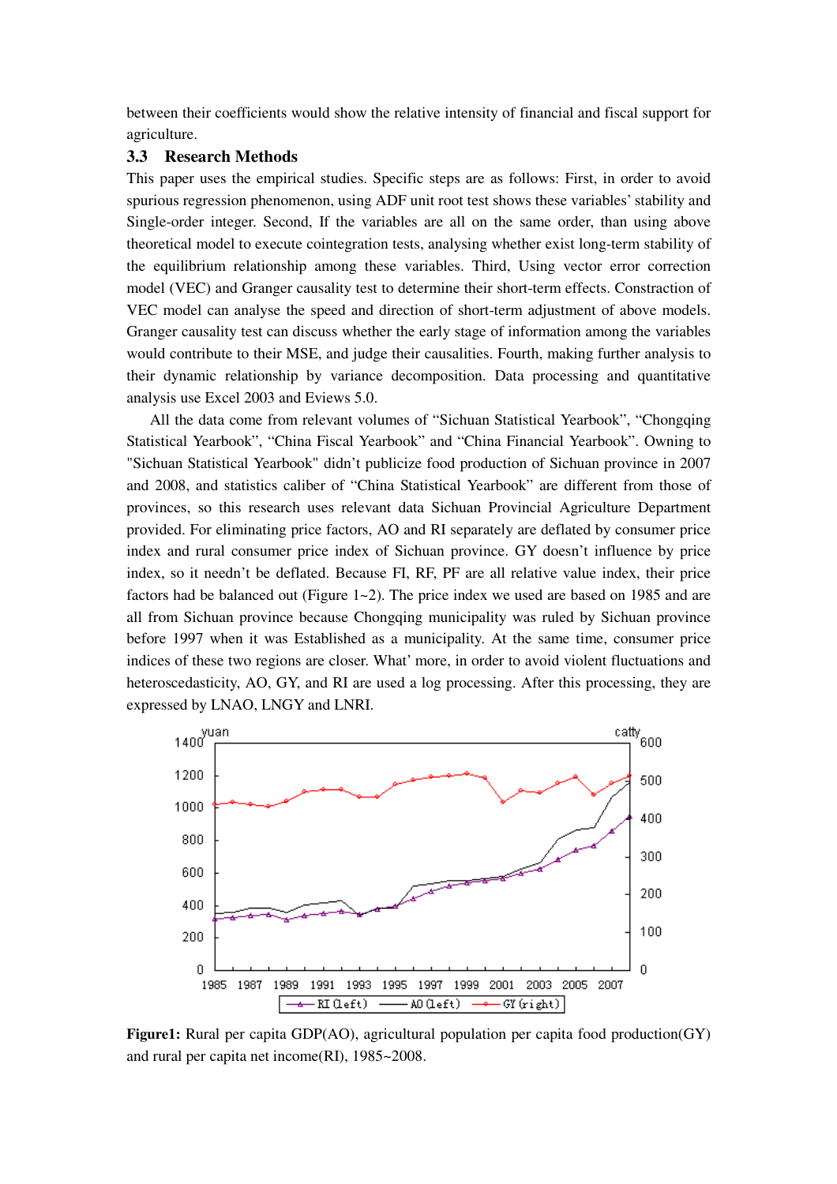between their coefficients would show the relative intensity of financial and fiscal support for agriculture.

### 3.3 Research Methods

This paper uses the empirical studies. Specific steps are as follows: First, in order to avoid spurious regression phenomenon, using ADF unit root test shows these variables' stability and Single-order integer. Second, If the variables are all on the same order, than using above theoretical model to execute cointegration tests, analysing whether exist long-term stability of the equilibrium relationship among these variables. Third, Using vector error correction model (VEC) and Granger causality test to determine their short-term effects. Constraction of VEC model can analyse the speed and direction of short-term adjustment of above models. Granger causality test can discuss whether the early stage of information among the variables would contribute to their MSE, and judge their causalities. Fourth, making further analysis to their dynamic relationship by variance decomposition. Data processing and quantitative analysis use Excel 2003 and Eviews 5.0.

All the data come from relevant volumes of "Sichuan Statistical Yearbook", "Chongqing Statistical Yearbook", "China Fiscal Yearbook" and "China Financial Yearbook". Owning to "Sichuan Statistical Yearbook" didn't publicize food production of Sichuan province in 2007 and 2008, and statistics caliber of "China Statistical Yearbook" are different from those of provinces, so this research uses relevant data Sichuan Provincial Agriculture Department provided. For eliminating price factors, AO and RI separately are deflated by consumer price index and rural consumer price index of Sichuan province. GY doesn't influence by price index, so it needn't be deflated. Because FI, RF, PF are all relative value index, their price factors had be balanced out (Figure 1~2). The price index we used are based on 1985 and are all from Sichuan province because Chongqing municipality was ruled by Sichuan province before 1997 when it was Established as a municipality. At the same time, consumer price indices of these two regions are closer. What' more, in order to avoid violent fluctuations and heteroscedasticity, AO, GY, and RI are used a log processing. After this processing, they are expressed by LNAO, LNGY and LNRI.

**Figure1:** Rural per capita GDP(AO), agricultural population per capita food production(GY) and rural per capita net income(RI), 1985~2008.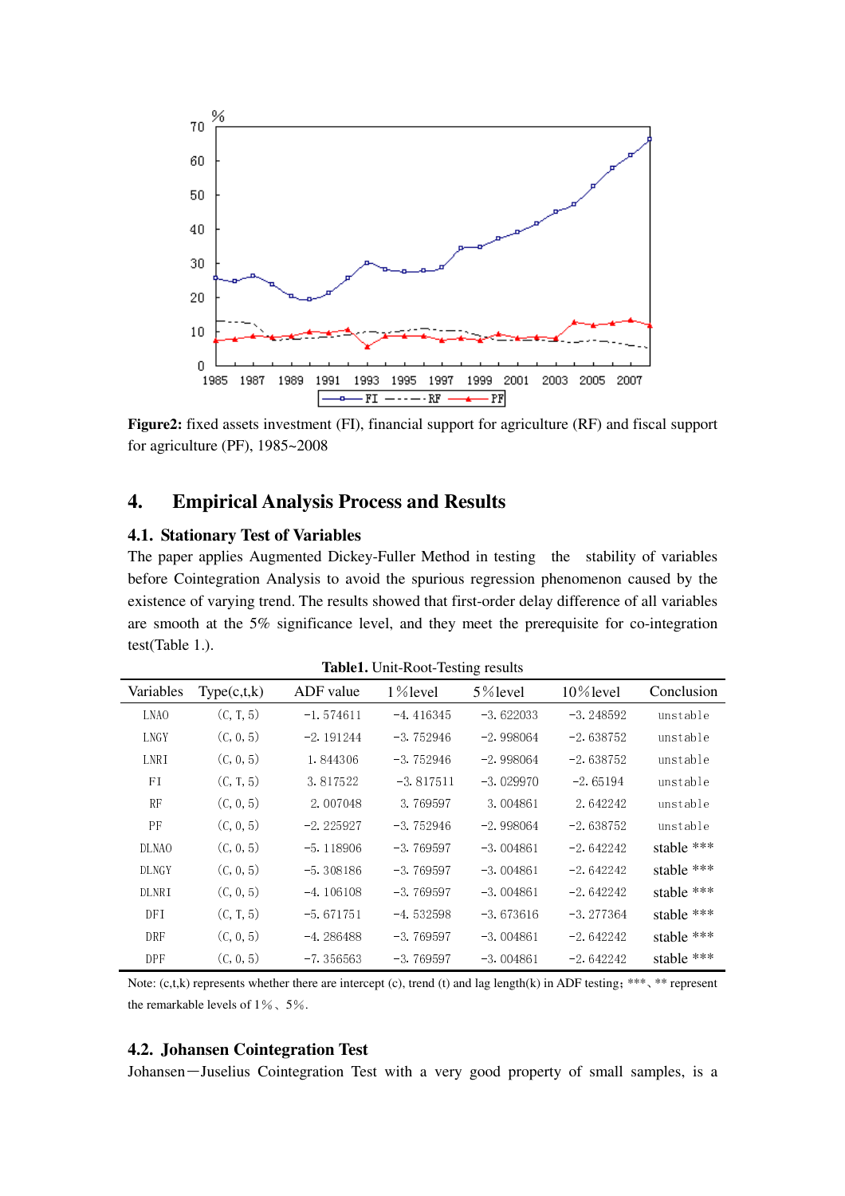**Figure2:** fixed assets investment (FI), financial support for agriculture (RF) and fiscal support for agriculture (PF), 1985~2008

## 4. Empirical Analysis Process and Results

### 4.1. Stationary Test of Variables

The paper applies Augmented Dickey-Fuller Method in testing the stability of variables before Cointegration Analysis to avoid the spurious regression phenomenon caused by the existence of varying trend. The results showed that first-order delay difference of all variables are smooth at the 5% significance level, and they meet the prerequisite for co-integration test(Table 1.).

**Table1.** Unit-Root-Testing results

| Variables | Type(c,t,k) | ADF value | 1%level | 5%level | 10%level | Conclusion |
|---|---|---|---|---|---|---|
| LNAO | (C, T, 5) | -1.574611 | -4.416345 | -3.622033 | -3.248592 | unstable |
| LNGY | (C, 0, 5) | -2.191244 | -3.752946 | -2.998064 | -2.638752 | unstable |
| LNRI | (C, 0, 5) | 1.844306 | -3.752946 | -2.998064 | -2.638752 | unstable |
| FI | (C, T, 5) | 3.817522 | -3.817511 | -3.029970 | -2.65194 | unstable |
| RF | (C, 0, 5) | 2.007048 | 3.769597 | 3.004861 | 2.642242 | unstable |
| PF | (C, 0, 5) | -2.225927 | -3.752946 | -2.998064 | -2.638752 | unstable |
| DLNAO | (C, 0, 5) | -5.118906 | -3.769597 | -3.004861 | -2.642242 | stable *** |
| DLNGY | (C, 0, 5) | -5.308186 | -3.769597 | -3.004861 | -2.642242 | stable *** |
| DLNRI | (C, 0, 5) | -4.106108 | -3.769597 | -3.004861 | -2.642242 | stable *** |
| DFI | (C, T, 5) | -5.671751 | -4.532598 | -3.673616 | -3.277364 | stable *** |
| DRF | (C, 0, 5) | -4.286488 | -3.769597 | -3.004861 | -2.642242 | stable *** |
| DPF | (C, 0, 5) | -7.356563 | -3.769597 | -3.004861 | -2.642242 | stable *** |

Note: (c,t,k) represents whether there are intercept (c), trend (t) and lag length(k) in ADF testing; ***、** represent the remarkable levels of 1%、5%.

### 4.2. Johansen Cointegration Test

Johansen—Juselius Cointegration Test with a very good property of small samples, is a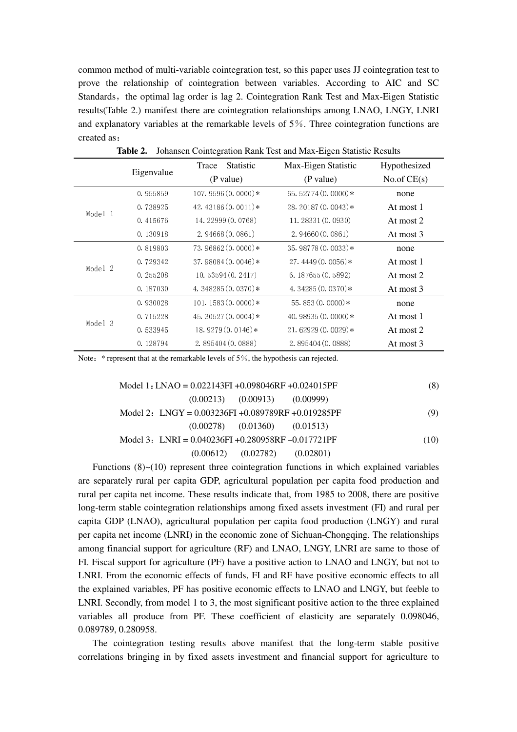common method of multi-variable cointegration test, so this paper uses JJ cointegration test to prove the relationship of cointegration between variables. According to AIC and SC Standards, the optimal lag order is lag 2. Cointegration Rank Test and Max-Eigen Statistic results(Table 2.) manifest there are cointegration relationships among LNAO, LNGY, LNRI and explanatory variables at the remarkable levels of 5%. Three cointegration functions are created as:

**Table 2.** Johansen Cointegration Rank Test and Max-Eigen Statistic Results

| | Eigenvalue | Trace Statistic (P value) | Max-Eigen Statistic (P value) | Hypothesized No.of CE(s) |
|---|---|---|---|---|
| Model 1 | 0.955859 | 107.9596(0.0000)* | 65.52774(0.0000)* | none |
| | 0.738925 | 42.43186(0.0011)* | 28.20187(0.0043)* | At most 1 |
| | 0.415676 | 14.22999(0.0768) | 11.28331(0.0930) | At most 2 |
| | 0.130918 | 2.94668(0.0861) | 2.94660(0.0861) | At most 3 |
| Model 2 | 0.819803 | 73.96862(0.0000)* | 35.98778(0.0033)* | none |
| | 0.729342 | 37.98084(0.0046)* | 27.4449(0.0056)* | At most 1 |
| | 0.255208 | 10.53594(0.2417) | 6.187655(0.5892) | At most 2 |
| | 0.187030 | 4.348285(0.0370)* | 4.34285(0.0370)* | At most 3 |
| Model 3 | 0.930028 | 101.1583(0.0000)* | 55.853(0.0000)* | none |
| | 0.715228 | 45.30527(0.0004)* | 40.98935(0.0000)* | At most 1 |
| | 0.533945 | 18.9279(0.0146)* | 21.62929(0.0029)* | At most 2 |
| | 0.128794 | 2.895404(0.0888) | 2.895404(0.0888) | At most 3 |

Note: * represent that at the remarkable levels of 5%, the hypothesis can rejected.

$$\text{Model 1: } LNAO = 0.022143FI + 0.098046RF + 0.024015PF \tag{8}$$
$$(0.00213) \quad (0.00913) \quad (0.00999)$$

$$\text{Model 2: } LNGY = 0.003236FI + 0.089789RF + 0.019285PF \tag{9}$$
$$(0.00278) \quad (0.01360) \quad (0.01513)$$

$$\text{Model 3: } LNRI = 0.040236FI + 0.280958RF - 0.017721PF \tag{10}$$
$$(0.00612) \quad (0.02782) \quad (0.02801)$$

Functions (8)~(10) represent three cointegration functions in which explained variables are separately rural per capita GDP, agricultural population per capita food production and rural per capita net income. These results indicate that, from 1985 to 2008, there are positive long-term stable cointegration relationships among fixed assets investment (FI) and rural per capita GDP (LNAO), agricultural population per capita food production (LNGY) and rural per capita net income (LNRI) in the economic zone of Sichuan-Chongqing. The relationships among financial support for agriculture (RF) and LNAO, LNGY, LNRI are same to those of FI. Fiscal support for agriculture (PF) have a positive action to LNAO and LNGY, but not to LNRI. From the economic effects of funds, FI and RF have positive economic effects to all the explained variables, PF has positive economic effects to LNAO and LNGY, but feeble to LNRI. Secondly, from model 1 to 3, the most significant positive action to the three explained variables all produce from PF. These coefficient of elasticity are separately 0.098046, 0.089789, 0.280958.

The cointegration testing results above manifest that the long-term stable positive correlations bringing in by fixed assets investment and financial support for agriculture to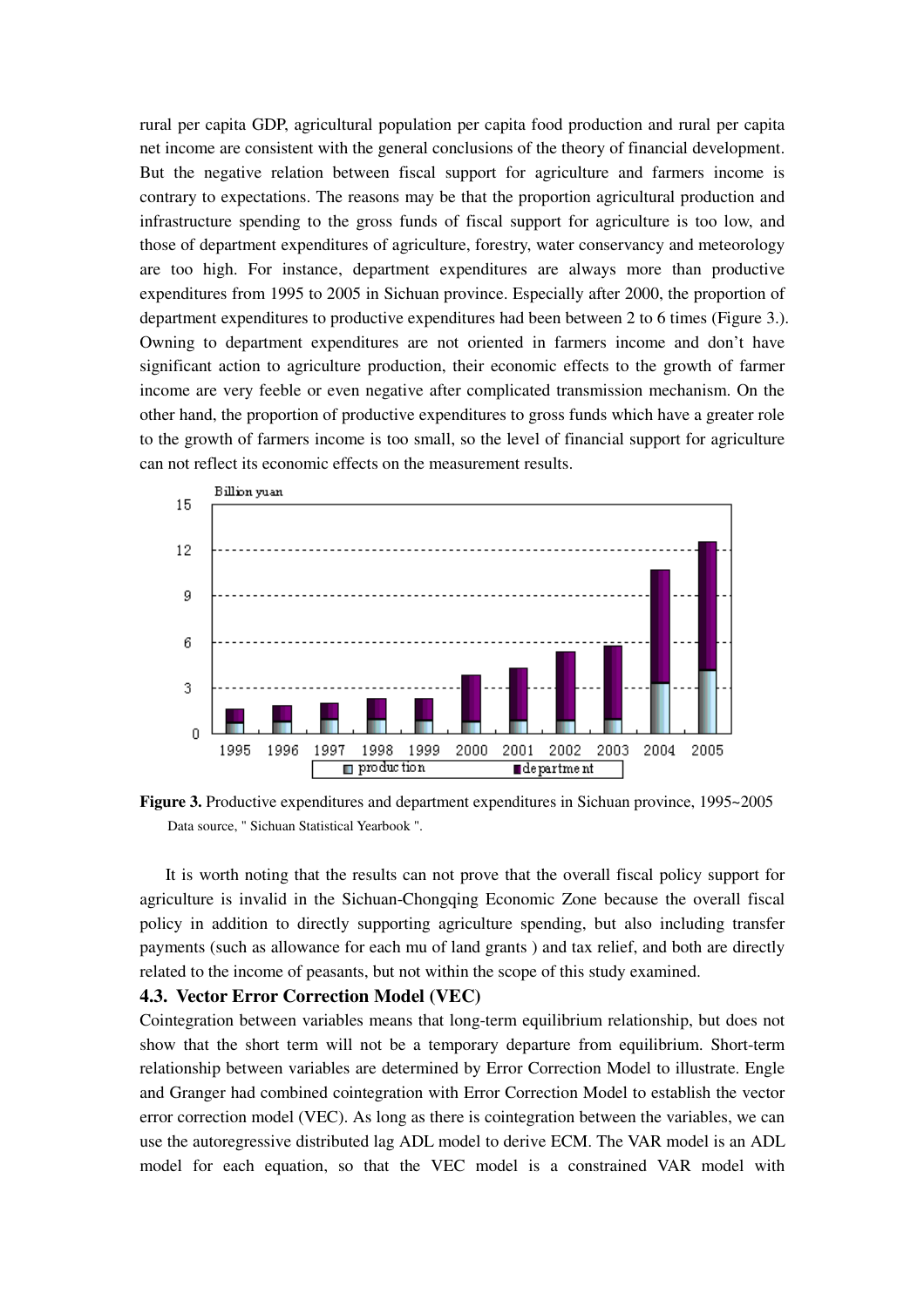rural per capita GDP, agricultural population per capita food production and rural per capita net income are consistent with the general conclusions of the theory of financial development. But the negative relation between fiscal support for agriculture and farmers income is contrary to expectations. The reasons may be that the proportion agricultural production and infrastructure spending to the gross funds of fiscal support for agriculture is too low, and those of department expenditures of agriculture, forestry, water conservancy and meteorology are too high. For instance, department expenditures are always more than productive expenditures from 1995 to 2005 in Sichuan province. Especially after 2000, the proportion of department expenditures to productive expenditures had been between 2 to 6 times (Figure 3.). Owning to department expenditures are not oriented in farmers income and don't have significant action to agriculture production, their economic effects to the growth of farmer income are very feeble or even negative after complicated transmission mechanism. On the other hand, the proportion of productive expenditures to gross funds which have a greater role to the growth of farmers income is too small, so the level of financial support for agriculture can not reflect its economic effects on the measurement results.

**Figure 3.** Productive expenditures and department expenditures in Sichuan province, 1995~2005

Data source, " Sichuan Statistical Yearbook ".

It is worth noting that the results can not prove that the overall fiscal policy support for agriculture is invalid in the Sichuan-Chongqing Economic Zone because the overall fiscal policy in addition to directly supporting agriculture spending, but also including transfer payments (such as allowance for each mu of land grants ) and tax relief, and both are directly related to the income of peasants, but not within the scope of this study examined.

### 4.3. Vector Error Correction Model (VEC)

Cointegration between variables means that long-term equilibrium relationship, but does not show that the short term will not be a temporary departure from equilibrium. Short-term relationship between variables are determined by Error Correction Model to illustrate. Engle and Granger had combined cointegration with Error Correction Model to establish the vector error correction model (VEC). As long as there is cointegration between the variables, we can use the autoregressive distributed lag ADL model to derive ECM. The VAR model is an ADL model for each equation, so that the VEC model is a constrained VAR model with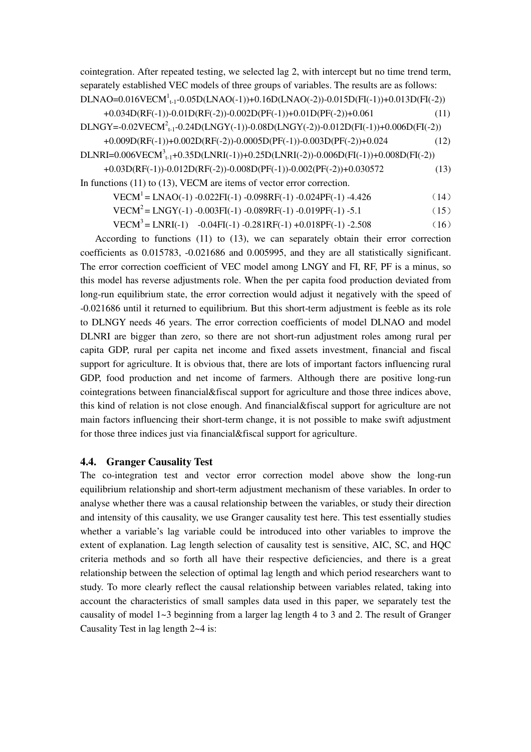cointegration. After repeated testing, we selected lag 2, with intercept but no time trend term, separately established VEC models of three groups of variables. The results are as follows:

$$DLNAO=0.016VECM^{1}_{t-1}-0.05D(LNAO(-1))+0.16D(LNAO(-2))-0.015D(FI(-1))+0.013D(FI(-2))+0.034D(RF(-1))-0.01D(RF(-2))-0.002D(PF(-1))+0.01D(PF(-2))+0.061 \quad (11)$$

$$DLNGY=-0.02VECM^{2}_{t-1}-0.24D(LNGY(-1))-0.08D(LNGY(-2))-0.012D(FI(-1))+0.006D(FI(-2))+0.009D(RF(-1))+0.002D(RF(-2))-0.0005D(PF(-1))-0.003D(PF(-2))+0.024 \quad (12)$$

$$DLNRI=0.006VECM^{3}_{t-1}+0.35D(LNRI(-1))+0.25D(LNRI(-2))-0.006D(FI(-1))+0.008D(FI(-2))+0.03D(RF(-1))-0.012D(RF(-2))-0.008D(PF(-1))-0.002(PF(-2))+0.030572 \quad (13)$$

In functions (11) to (13), VECM are items of vector error correction.

$$VECM^{1} = LNAO(-1) -0.022FI(-1) -0.098RF(-1) -0.024PF(-1) -4.426 \quad (14)$$

$$VECM^{2} = LNGY(-1) -0.003FI(-1) -0.089RF(-1) -0.019PF(-1) -5.1 \quad (15)$$

$$VECM^{3} = LNRI(-1) \quad -0.04FI(-1) -0.281RF(-1) +0.018PF(-1) -2.508 \quad (16)$$

According to functions (11) to (13), we can separately obtain their error correction coefficients as 0.015783, -0.021686 and 0.005995, and they are all statistically significant. The error correction coefficient of VEC model among LNGY and FI, RF, PF is a minus, so this model has reverse adjustments role. When the per capita food production deviated from long-run equilibrium state, the error correction would adjust it negatively with the speed of -0.021686 until it returned to equilibrium. But this short-term adjustment is feeble as its role to DLNGY needs 46 years. The error correction coefficients of model DLNAO and model DLNRI are bigger than zero, so there are not short-run adjustment roles among rural per capita GDP, rural per capita net income and fixed assets investment, financial and fiscal support for agriculture. It is obvious that, there are lots of important factors influencing rural GDP, food production and net income of farmers. Although there are positive long-run cointegrations between financial&fiscal support for agriculture and those three indices above, this kind of relation is not close enough. And financial&fiscal support for agriculture are not main factors influencing their short-term change, it is not possible to make swift adjustment for those three indices just via financial&fiscal support for agriculture.

### 4.4. Granger Causality Test

The co-integration test and vector error correction model above show the long-run equilibrium relationship and short-term adjustment mechanism of these variables. In order to analyse whether there was a causal relationship between the variables, or study their direction and intensity of this causality, we use Granger causality test here. This test essentially studies whether a variable's lag variable could be introduced into other variables to improve the extent of explanation. Lag length selection of causality test is sensitive, AIC, SC, and HQC criteria methods and so forth all have their respective deficiencies, and there is a great relationship between the selection of optimal lag length and which period researchers want to study. To more clearly reflect the causal relationship between variables related, taking into account the characteristics of small samples data used in this paper, we separately test the causality of model 1~3 beginning from a larger lag length 4 to 3 and 2. The result of Granger Causality Test in lag length 2~4 is: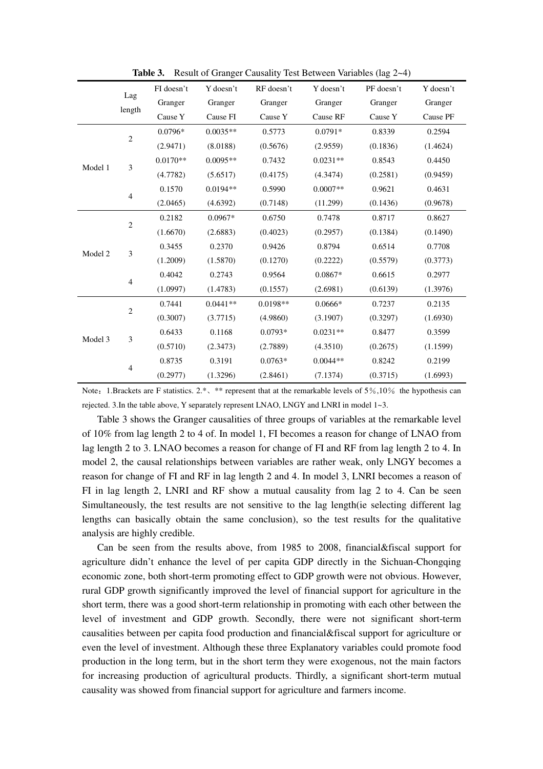**Table 3.** Result of Granger Causality Test Between Variables (lag 2~4)

| | Lag length | FI doesn't Granger Cause Y | Y doesn't Granger Cause FI | RF doesn't Granger Cause Y | Y doesn't Granger Cause RF | PF doesn't Granger Cause Y | Y doesn't Granger Cause PF |
|---|---|---|---|---|---|---|---|
| Model 1 | 2 | 0.0796* | 0.0035** | 0.5773 | 0.0791* | 0.8339 | 0.2594 |
| | | (2.9471) | (8.0188) | (0.5676) | (2.9559) | (0.1836) | (1.4624) |
| | 3 | 0.0170** | 0.0095** | 0.7432 | 0.0231** | 0.8543 | 0.4450 |
| | | (4.7782) | (5.6517) | (0.4175) | (4.3474) | (0.2581) | (0.9459) |
| | 4 | 0.1570 | 0.0194** | 0.5990 | 0.0007** | 0.9621 | 0.4631 |
| | | (2.0465) | (4.6392) | (0.7148) | (11.299) | (0.1436) | (0.9678) |
| Model 2 | 2 | 0.2182 | 0.0967* | 0.6750 | 0.7478 | 0.8717 | 0.8627 |
| | | (1.6670) | (2.6883) | (0.4023) | (0.2957) | (0.1384) | (0.1490) |
| | 3 | 0.3455 | 0.2370 | 0.9426 | 0.8794 | 0.6514 | 0.7708 |
| | | (1.2009) | (1.5870) | (0.1270) | (0.2222) | (0.5579) | (0.3773) |
| | 4 | 0.4042 | 0.2743 | 0.9564 | 0.0867* | 0.6615 | 0.2977 |
| | | (1.0997) | (1.4783) | (0.1557) | (2.6981) | (0.6139) | (1.3976) |
| Model 3 | 2 | 0.7441 | 0.0441** | 0.0198** | 0.0666* | 0.7237 | 0.2135 |
| | | (0.3007) | (3.7715) | (4.9860) | (3.1907) | (0.3297) | (1.6930) |
| | 3 | 0.6433 | 0.1168 | 0.0793* | 0.0231** | 0.8477 | 0.3599 |
| | | (0.5710) | (2.3473) | (2.7889) | (4.3510) | (0.2675) | (1.1599) |
| | 4 | 0.8735 | 0.3191 | 0.0763* | 0.0044** | 0.8242 | 0.2199 |
| | | (0.2977) | (1.3296) | (2.8461) | (7.1374) | (0.3715) | (1.6993) |

Note：1.Brackets are F statistics. 2.*、** represent that at the remarkable levels of 5%,10% the hypothesis can rejected. 3.In the table above, Y separately represent LNAO, LNGY and LNRI in model 1~3.

Table 3 shows the Granger causalities of three groups of variables at the remarkable level of 10% from lag length 2 to 4 of. In model 1, FI becomes a reason for change of LNAO from lag length 2 to 3. LNAO becomes a reason for change of FI and RF from lag length 2 to 4. In model 2, the causal relationships between variables are rather weak, only LNGY becomes a reason for change of FI and RF in lag length 2 and 4. In model 3, LNRI becomes a reason of FI in lag length 2, LNRI and RF show a mutual causality from lag 2 to 4. Can be seen Simultaneously, the test results are not sensitive to the lag length(ie selecting different lag lengths can basically obtain the same conclusion), so the test results for the qualitative analysis are highly credible.

Can be seen from the results above, from 1985 to 2008, financial&fiscal support for agriculture didn't enhance the level of per capita GDP directly in the Sichuan-Chongqing economic zone, both short-term promoting effect to GDP growth were not obvious. However, rural GDP growth significantly improved the level of financial support for agriculture in the short term, there was a good short-term relationship in promoting with each other between the level of investment and GDP growth. Secondly, there were not significant short-term causalities between per capita food production and financial&fiscal support for agriculture or even the level of investment. Although these three Explanatory variables could promote food production in the long term, but in the short term they were exogenous, not the main factors for increasing production of agricultural products. Thirdly, a significant short-term mutual causality was showed from financial support for agriculture and farmers income.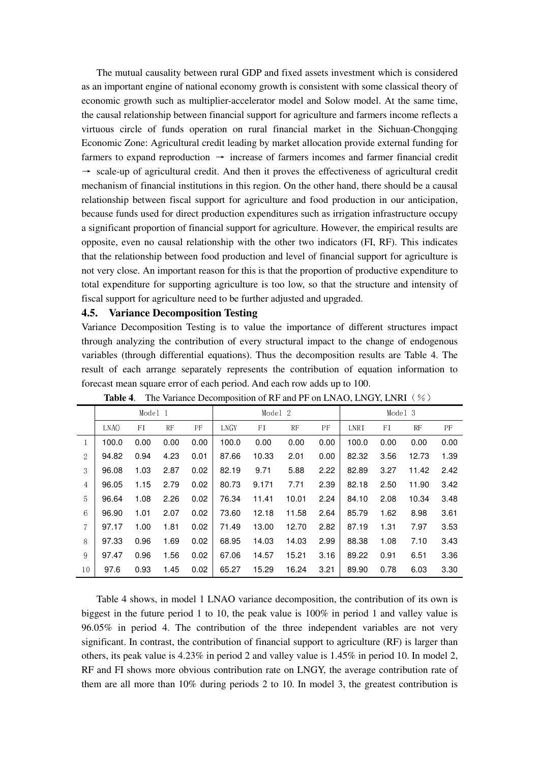The mutual causality between rural GDP and fixed assets investment which is considered as an important engine of national economy growth is consistent with some classical theory of economic growth such as multiplier-accelerator model and Solow model. At the same time, the causal relationship between financial support for agriculture and farmers income reflects a virtuous circle of funds operation on rural financial market in the Sichuan-Chongqing Economic Zone: Agricultural credit leading by market allocation provide external funding for farmers to expand reproduction → increase of farmers incomes and farmer financial credit → scale-up of agricultural credit. And then it proves the effectiveness of agricultural credit mechanism of financial institutions in this region. On the other hand, there should be a causal relationship between fiscal support for agriculture and food production in our anticipation, because funds used for direct production expenditures such as irrigation infrastructure occupy a significant proportion of financial support for agriculture. However, the empirical results are opposite, even no causal relationship with the other two indicators (FI, RF). This indicates that the relationship between food production and level of financial support for agriculture is not very close. An important reason for this is that the proportion of productive expenditure to total expenditure for supporting agriculture is too low, so that the structure and intensity of fiscal support for agriculture need to be further adjusted and upgraded.

### 4.5. Variance Decomposition Testing

Variance Decomposition Testing is to value the importance of different structures impact through analyzing the contribution of every structural impact to the change of endogenous variables (through differential equations). Thus the decomposition results are Table 4. The result of each arrange separately represents the contribution of equation information to forecast mean square error of each period. And each row adds up to 100.

**Table 4**. The Variance Decomposition of RF and PF on LNAO, LNGY, LNRI（％）

| | Model 1 | | | | Model 2 | | | | Model 3 | | | |
|---|---|---|---|---|---|---|---|---|---|---|---|---|
| | LNAO | FI | RF | PF | LNGY | FI | RF | PF | LNRI | FI | RF | PF |
| 1 | 100.0 | 0.00 | 0.00 | 0.00 | 100.0 | 0.00 | 0.00 | 0.00 | 100.0 | 0.00 | 0.00 | 0.00 |
| 2 | 94.82 | 0.94 | 4.23 | 0.01 | 87.66 | 10.33 | 2.01 | 0.00 | 82.32 | 3.56 | 12.73 | 1.39 |
| 3 | 96.08 | 1.03 | 2.87 | 0.02 | 82.19 | 9.71 | 5.88 | 2.22 | 82.89 | 3.27 | 11.42 | 2.42 |
| 4 | 96.05 | 1.15 | 2.79 | 0.02 | 80.73 | 9.171 | 7.71 | 2.39 | 82.18 | 2.50 | 11.90 | 3.42 |
| 5 | 96.64 | 1.08 | 2.26 | 0.02 | 76.34 | 11.41 | 10.01 | 2.24 | 84.10 | 2.08 | 10.34 | 3.48 |
| 6 | 96.90 | 1.01 | 2.07 | 0.02 | 73.60 | 12.18 | 11.58 | 2.64 | 85.79 | 1.62 | 8.98 | 3.61 |
| 7 | 97.17 | 1.00 | 1.81 | 0.02 | 71.49 | 13.00 | 12.70 | 2.82 | 87.19 | 1.31 | 7.97 | 3.53 |
| 8 | 97.33 | 0.96 | 1.69 | 0.02 | 68.95 | 14.03 | 14.03 | 2.99 | 88.38 | 1.08 | 7.10 | 3.43 |
| 9 | 97.47 | 0.96 | 1.56 | 0.02 | 67.06 | 14.57 | 15.21 | 3.16 | 89.22 | 0.91 | 6.51 | 3.36 |
| 10 | 97.6 | 0.93 | 1.45 | 0.02 | 65.27 | 15.29 | 16.24 | 3.21 | 89.90 | 0.78 | 6.03 | 3.30 |

Table 4 shows, in model 1 LNAO variance decomposition, the contribution of its own is biggest in the future period 1 to 10, the peak value is 100% in period 1 and valley value is 96.05% in period 4. The contribution of the three independent variables are not very significant. In contrast, the contribution of financial support to agriculture (RF) is larger than others, its peak value is 4.23% in period 2 and valley value is 1.45% in period 10. In model 2, RF and FI shows more obvious contribution rate on LNGY, the average contribution rate of them are all more than 10% during periods 2 to 10. In model 3, the greatest contribution is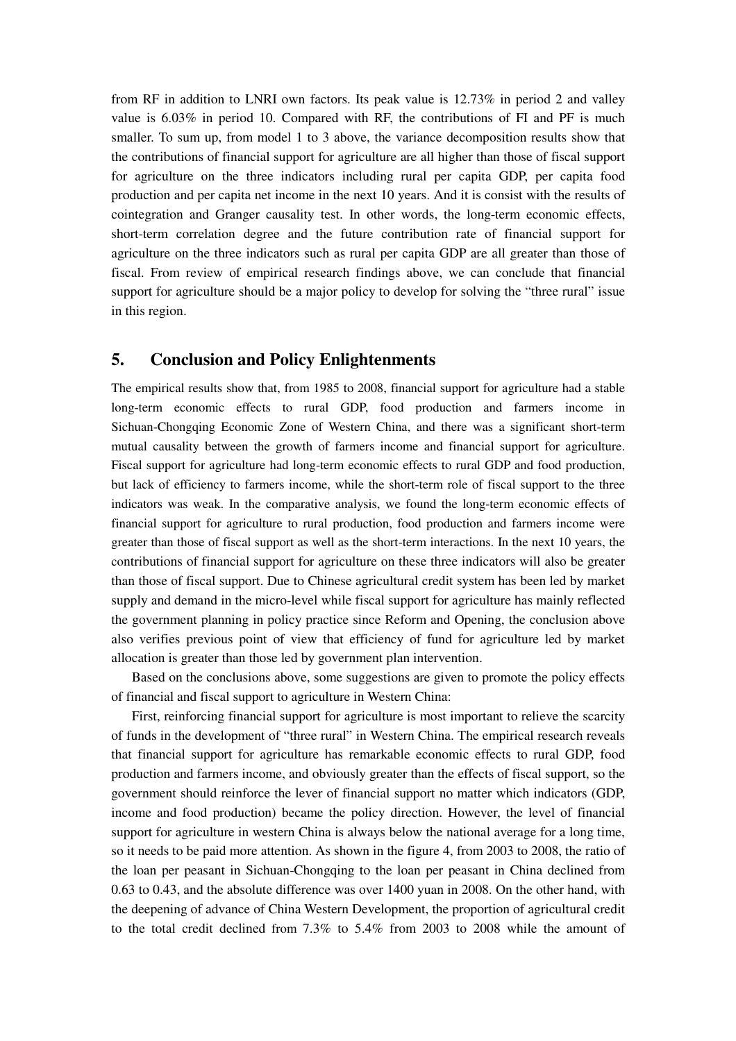from RF in addition to LNRI own factors. Its peak value is 12.73% in period 2 and valley value is 6.03% in period 10. Compared with RF, the contributions of FI and PF is much smaller. To sum up, from model 1 to 3 above, the variance decomposition results show that the contributions of financial support for agriculture are all higher than those of fiscal support for agriculture on the three indicators including rural per capita GDP, per capita food production and per capita net income in the next 10 years. And it is consist with the results of cointegration and Granger causality test. In other words, the long-term economic effects, short-term correlation degree and the future contribution rate of financial support for agriculture on the three indicators such as rural per capita GDP are all greater than those of fiscal. From review of empirical research findings above, we can conclude that financial support for agriculture should be a major policy to develop for solving the "three rural" issue in this region.

## 5. Conclusion and Policy Enlightenments

The empirical results show that, from 1985 to 2008, financial support for agriculture had a stable long-term economic effects to rural GDP, food production and farmers income in Sichuan-Chongqing Economic Zone of Western China, and there was a significant short-term mutual causality between the growth of farmers income and financial support for agriculture. Fiscal support for agriculture had long-term economic effects to rural GDP and food production, but lack of efficiency to farmers income, while the short-term role of fiscal support to the three indicators was weak. In the comparative analysis, we found the long-term economic effects of financial support for agriculture to rural production, food production and farmers income were greater than those of fiscal support as well as the short-term interactions. In the next 10 years, the contributions of financial support for agriculture on these three indicators will also be greater than those of fiscal support. Due to Chinese agricultural credit system has been led by market supply and demand in the micro-level while fiscal support for agriculture has mainly reflected the government planning in policy practice since Reform and Opening, the conclusion above also verifies previous point of view that efficiency of fund for agriculture led by market allocation is greater than those led by government plan intervention.

Based on the conclusions above, some suggestions are given to promote the policy effects of financial and fiscal support to agriculture in Western China:

First, reinforcing financial support for agriculture is most important to relieve the scarcity of funds in the development of "three rural" in Western China. The empirical research reveals that financial support for agriculture has remarkable economic effects to rural GDP, food production and farmers income, and obviously greater than the effects of fiscal support, so the government should reinforce the lever of financial support no matter which indicators (GDP, income and food production) became the policy direction. However, the level of financial support for agriculture in western China is always below the national average for a long time, so it needs to be paid more attention. As shown in the figure 4, from 2003 to 2008, the ratio of the loan per peasant in Sichuan-Chongqing to the loan per peasant in China declined from 0.63 to 0.43, and the absolute difference was over 1400 yuan in 2008. On the other hand, with the deepening of advance of China Western Development, the proportion of agricultural credit to the total credit declined from 7.3% to 5.4% from 2003 to 2008 while the amount of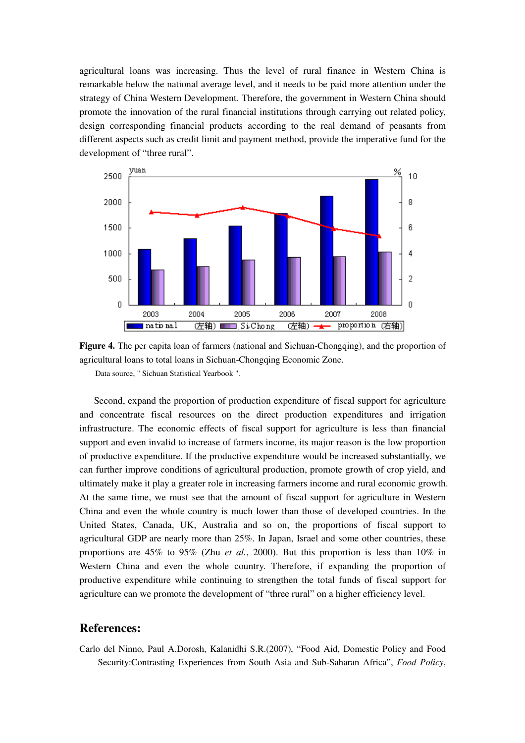agricultural loans was increasing. Thus the level of rural finance in Western China is remarkable below the national average level, and it needs to be paid more attention under the strategy of China Western Development. Therefore, the government in Western China should promote the innovation of the rural financial institutions through carrying out related policy, design corresponding financial products according to the real demand of peasants from different aspects such as credit limit and payment method, provide the imperative fund for the development of "three rural".

**Figure 4.** The per capita loan of farmers (national and Sichuan-Chongqing), and the proportion of agricultural loans to total loans in Sichuan-Chongqing Economic Zone.

Data source, " Sichuan Statistical Yearbook ".

Second, expand the proportion of production expenditure of fiscal support for agriculture and concentrate fiscal resources on the direct production expenditures and irrigation infrastructure. The economic effects of fiscal support for agriculture is less than financial support and even invalid to increase of farmers income, its major reason is the low proportion of productive expenditure. If the productive expenditure would be increased substantially, we can further improve conditions of agricultural production, promote growth of crop yield, and ultimately make it play a greater role in increasing farmers income and rural economic growth. At the same time, we must see that the amount of fiscal support for agriculture in Western China and even the whole country is much lower than those of developed countries. In the United States, Canada, UK, Australia and so on, the proportions of fiscal support to agricultural GDP are nearly more than 25%. In Japan, Israel and some other countries, these proportions are 45% to 95% (Zhu *et al.*, 2000). But this proportion is less than 10% in Western China and even the whole country. Therefore, if expanding the proportion of productive expenditure while continuing to strengthen the total funds of fiscal support for agriculture can we promote the development of "three rural" on a higher efficiency level.

## References:

Carlo del Ninno, Paul A.Dorosh, Kalanidhi S.R.(2007), "Food Aid, Domestic Policy and Food Security:Contrasting Experiences from South Asia and Sub-Saharan Africa", *Food Policy*,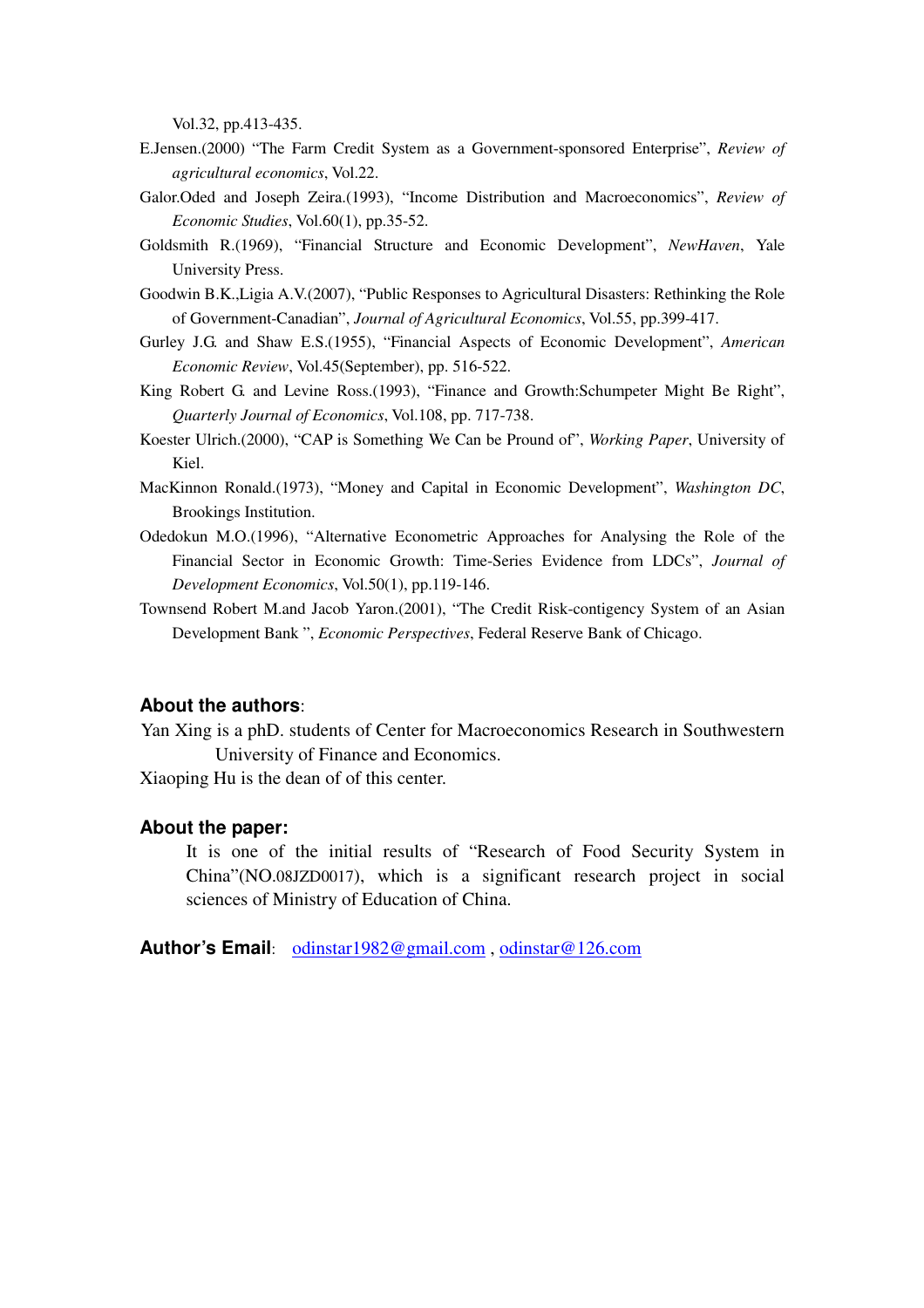Vol.32, pp.413-435.

E.Jensen.(2000) "The Farm Credit System as a Government-sponsored Enterprise", *Review of agricultural economics*, Vol.22.

Galor.Oded and Joseph Zeira.(1993), "Income Distribution and Macroeconomics", *Review of Economic Studies*, Vol.60(1), pp.35-52.

Goldsmith R.(1969), "Financial Structure and Economic Development", *NewHaven*, Yale University Press.

Goodwin B.K.,Ligia A.V.(2007), "Public Responses to Agricultural Disasters: Rethinking the Role of Government-Canadian", *Journal of Agricultural Economics*, Vol.55, pp.399-417.

Gurley J.G. and Shaw E.S.(1955), "Financial Aspects of Economic Development", *American Economic Review*, Vol.45(September), pp. 516-522.

King Robert G. and Levine Ross.(1993), "Finance and Growth:Schumpeter Might Be Right", *Quarterly Journal of Economics*, Vol.108, pp. 717-738.

Koester Ulrich.(2000), "CAP is Something We Can be Pround of", *Working Paper*, University of Kiel.

MacKinnon Ronald.(1973), "Money and Capital in Economic Development", *Washington DC*, Brookings Institution.

Odedokun M.O.(1996), "Alternative Econometric Approaches for Analysing the Role of the Financial Sector in Economic Growth: Time-Series Evidence from LDCs", *Journal of Development Economics*, Vol.50(1), pp.119-146.

Townsend Robert M.and Jacob Yaron.(2001), "The Credit Risk-contigency System of an Asian Development Bank ", *Economic Perspectives*, Federal Reserve Bank of Chicago.

**About the authors**:

Yan Xing is a phD. students of Center for Macroeconomics Research in Southwestern University of Finance and Economics.

Xiaoping Hu is the dean of of this center.

**About the paper:**

It is one of the initial results of "Research of Food Security System in China"(NO.08JZD0017), which is a significant research project in social sciences of Ministry of Education of China.

**Author's Email**: odinstar1982@gmail.com , odinstar@126.com